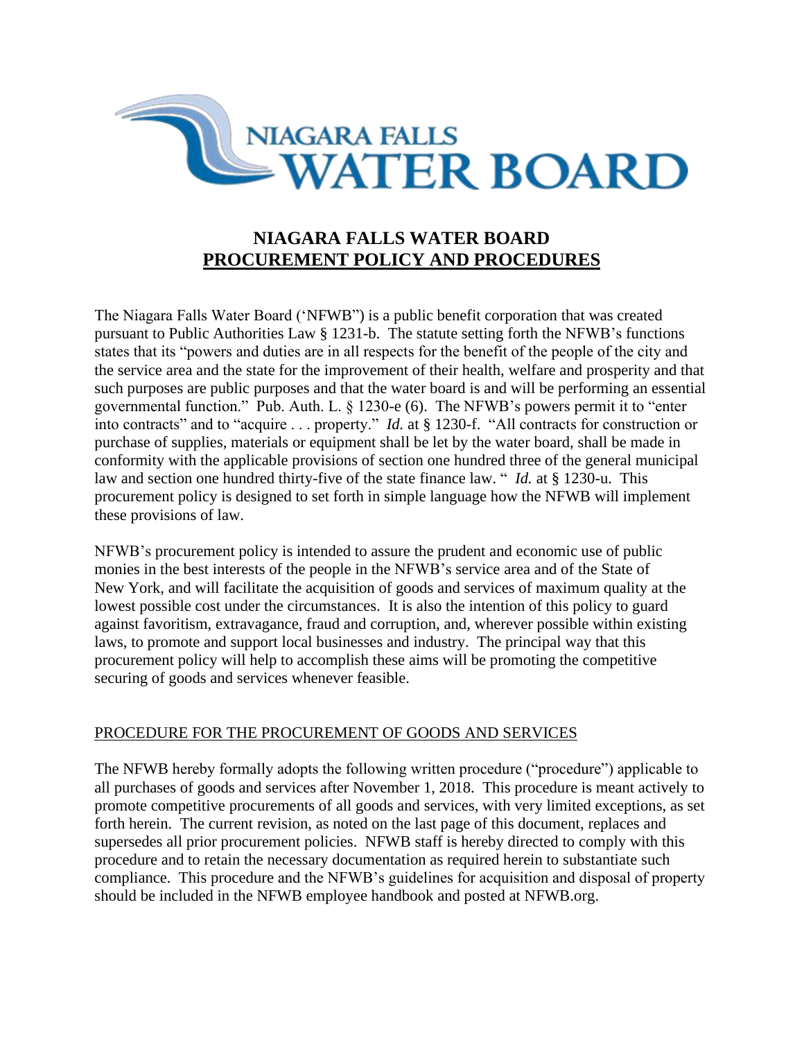# NIAGARA FALLS WATER BOARD
## PROCUREMENT POLICY AND PROCEDURES

The Niagara Falls Water Board ('NFWB") is a public benefit corporation that was created pursuant to Public Authorities Law § 1231-b. The statute setting forth the NFWB's functions states that its "powers and duties are in all respects for the benefit of the people of the city and the service area and the state for the improvement of their health, welfare and prosperity and that such purposes are public purposes and that the water board is and will be performing an essential governmental function." Pub. Auth. L. § 1230-e (6). The NFWB's powers permit it to "enter into contracts" and to "acquire . . . property." *Id.* at § 1230-f. "All contracts for construction or purchase of supplies, materials or equipment shall be let by the water board, shall be made in conformity with the applicable provisions of section one hundred three of the general municipal law and section one hundred thirty-five of the state finance law. " *Id.* at § 1230-u. This procurement policy is designed to set forth in simple language how the NFWB will implement these provisions of law.

NFWB's procurement policy is intended to assure the prudent and economic use of public monies in the best interests of the people in the NFWB's service area and of the State of New York, and will facilitate the acquisition of goods and services of maximum quality at the lowest possible cost under the circumstances. It is also the intention of this policy to guard against favoritism, extravagance, fraud and corruption, and, wherever possible within existing laws, to promote and support local businesses and industry. The principal way that this procurement policy will help to accomplish these aims will be promoting the competitive securing of goods and services whenever feasible.

### PROCEDURE FOR THE PROCUREMENT OF GOODS AND SERVICES

The NFWB hereby formally adopts the following written procedure ("procedure") applicable to all purchases of goods and services after November 1, 2018. This procedure is meant actively to promote competitive procurements of all goods and services, with very limited exceptions, as set forth herein. The current revision, as noted on the last page of this document, replaces and supersedes all prior procurement policies. NFWB staff is hereby directed to comply with this procedure and to retain the necessary documentation as required herein to substantiate such compliance. This procedure and the NFWB's guidelines for acquisition and disposal of property should be included in the NFWB employee handbook and posted at NFWB.org.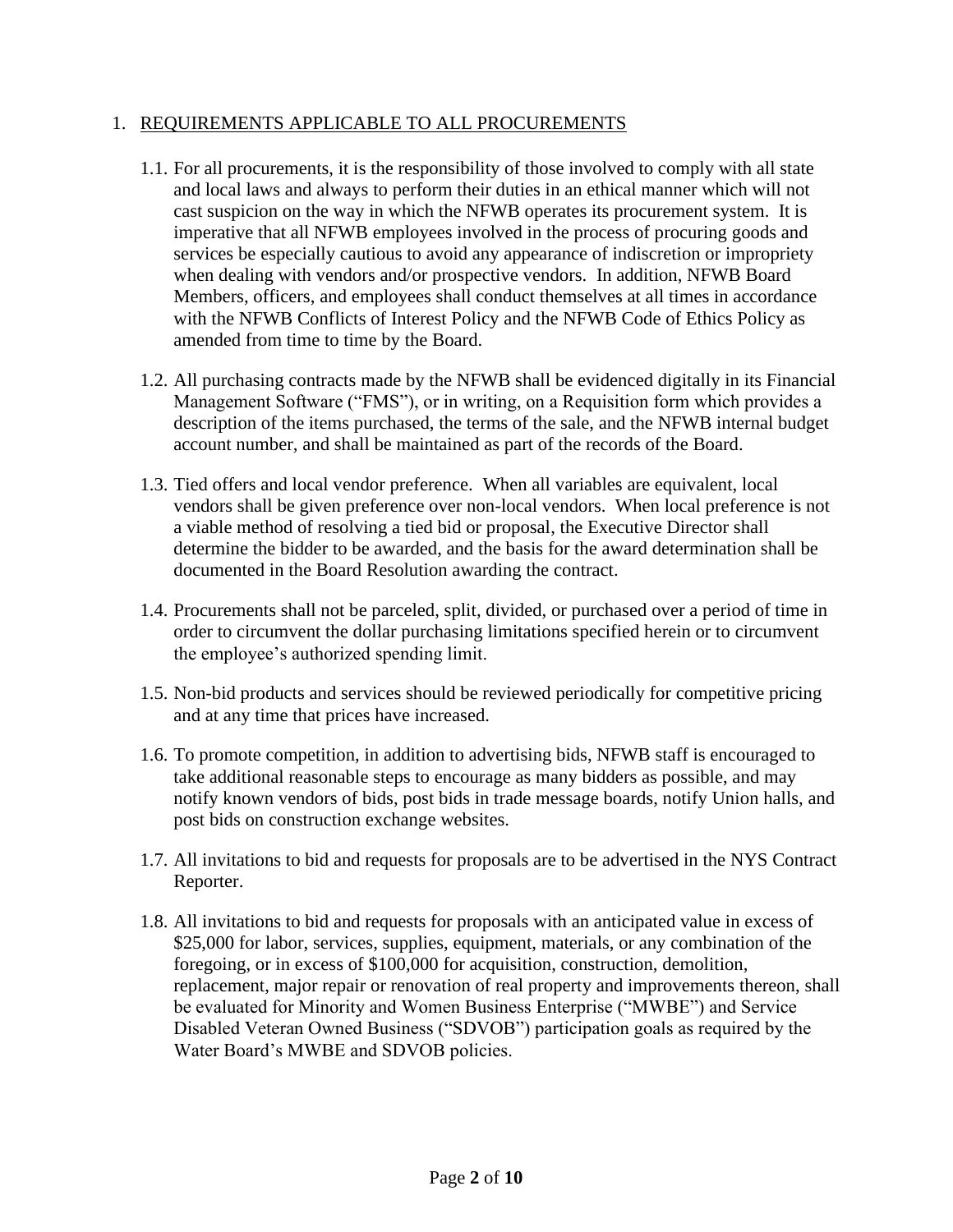1. <u>REQUIREMENTS APPLICABLE TO ALL PROCUREMENTS</u>

   1.1. For all procurements, it is the responsibility of those involved to comply with all state and local laws and always to perform their duties in an ethical manner which will not cast suspicion on the way in which the NFWB operates its procurement system. It is imperative that all NFWB employees involved in the process of procuring goods and services be especially cautious to avoid any appearance of indiscretion or impropriety when dealing with vendors and/or prospective vendors. In addition, NFWB Board Members, officers, and employees shall conduct themselves at all times in accordance with the NFWB Conflicts of Interest Policy and the NFWB Code of Ethics Policy as amended from time to time by the Board.

   1.2. All purchasing contracts made by the NFWB shall be evidenced digitally in its Financial Management Software ("FMS"), or in writing, on a Requisition form which provides a description of the items purchased, the terms of the sale, and the NFWB internal budget account number, and shall be maintained as part of the records of the Board.

   1.3. Tied offers and local vendor preference. When all variables are equivalent, local vendors shall be given preference over non-local vendors. When local preference is not a viable method of resolving a tied bid or proposal, the Executive Director shall determine the bidder to be awarded, and the basis for the award determination shall be documented in the Board Resolution awarding the contract.

   1.4. Procurements shall not be parceled, split, divided, or purchased over a period of time in order to circumvent the dollar purchasing limitations specified herein or to circumvent the employee's authorized spending limit.

   1.5. Non-bid products and services should be reviewed periodically for competitive pricing and at any time that prices have increased.

   1.6. To promote competition, in addition to advertising bids, NFWB staff is encouraged to take additional reasonable steps to encourage as many bidders as possible, and may notify known vendors of bids, post bids in trade message boards, notify Union halls, and post bids on construction exchange websites.

   1.7. All invitations to bid and requests for proposals are to be advertised in the NYS Contract Reporter.

   1.8. All invitations to bid and requests for proposals with an anticipated value in excess of $25,000 for labor, services, supplies, equipment, materials, or any combination of the foregoing, or in excess of $100,000 for acquisition, construction, demolition, replacement, major repair or renovation of real property and improvements thereon, shall be evaluated for Minority and Women Business Enterprise ("MWBE") and Service Disabled Veteran Owned Business ("SDVOB") participation goals as required by the Water Board's MWBE and SDVOB policies.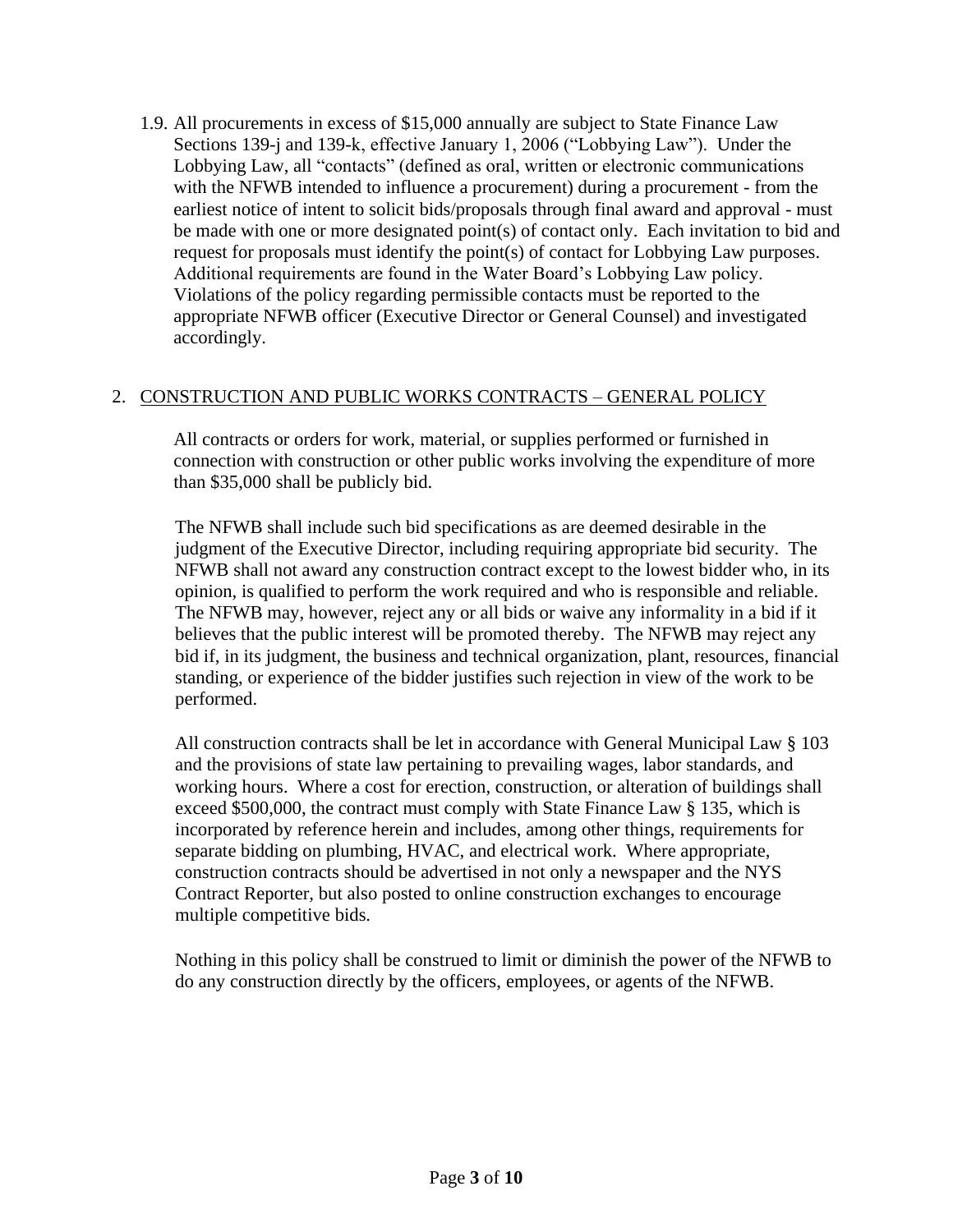1.9. All procurements in excess of $15,000 annually are subject to State Finance Law Sections 139-j and 139-k, effective January 1, 2006 ("Lobbying Law"). Under the Lobbying Law, all "contacts" (defined as oral, written or electronic communications with the NFWB intended to influence a procurement) during a procurement - from the earliest notice of intent to solicit bids/proposals through final award and approval - must be made with one or more designated point(s) of contact only. Each invitation to bid and request for proposals must identify the point(s) of contact for Lobbying Law purposes. Additional requirements are found in the Water Board's Lobbying Law policy. Violations of the policy regarding permissible contacts must be reported to the appropriate NFWB officer (Executive Director or General Counsel) and investigated accordingly.

## 2. <u>CONSTRUCTION AND PUBLIC WORKS CONTRACTS – GENERAL POLICY</u>

All contracts or orders for work, material, or supplies performed or furnished in connection with construction or other public works involving the expenditure of more than $35,000 shall be publicly bid.

The NFWB shall include such bid specifications as are deemed desirable in the judgment of the Executive Director, including requiring appropriate bid security. The NFWB shall not award any construction contract except to the lowest bidder who, in its opinion, is qualified to perform the work required and who is responsible and reliable. The NFWB may, however, reject any or all bids or waive any informality in a bid if it believes that the public interest will be promoted thereby. The NFWB may reject any bid if, in its judgment, the business and technical organization, plant, resources, financial standing, or experience of the bidder justifies such rejection in view of the work to be performed.

All construction contracts shall be let in accordance with General Municipal Law § 103 and the provisions of state law pertaining to prevailing wages, labor standards, and working hours. Where a cost for erection, construction, or alteration of buildings shall exceed $500,000, the contract must comply with State Finance Law § 135, which is incorporated by reference herein and includes, among other things, requirements for separate bidding on plumbing, HVAC, and electrical work. Where appropriate, construction contracts should be advertised in not only a newspaper and the NYS Contract Reporter, but also posted to online construction exchanges to encourage multiple competitive bids.

Nothing in this policy shall be construed to limit or diminish the power of the NFWB to do any construction directly by the officers, employees, or agents of the NFWB.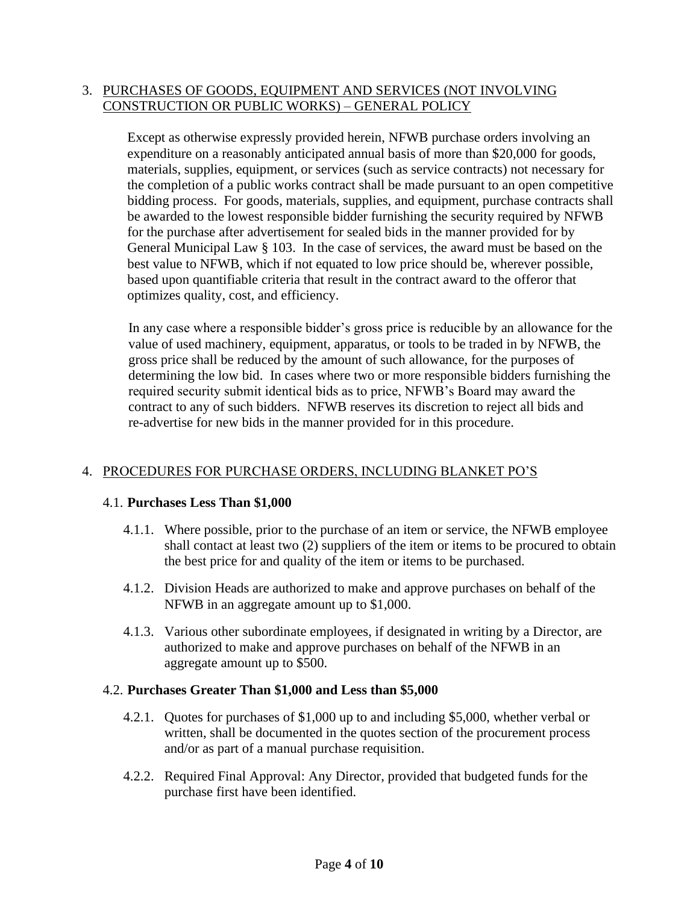## 3. PURCHASES OF GOODS, EQUIPMENT AND SERVICES (NOT INVOLVING CONSTRUCTION OR PUBLIC WORKS) – GENERAL POLICY

Except as otherwise expressly provided herein, NFWB purchase orders involving an expenditure on a reasonably anticipated annual basis of more than $20,000 for goods, materials, supplies, equipment, or services (such as service contracts) not necessary for the completion of a public works contract shall be made pursuant to an open competitive bidding process. For goods, materials, supplies, and equipment, purchase contracts shall be awarded to the lowest responsible bidder furnishing the security required by NFWB for the purchase after advertisement for sealed bids in the manner provided for by General Municipal Law § 103. In the case of services, the award must be based on the best value to NFWB, which if not equated to low price should be, wherever possible, based upon quantifiable criteria that result in the contract award to the offeror that optimizes quality, cost, and efficiency.

In any case where a responsible bidder's gross price is reducible by an allowance for the value of used machinery, equipment, apparatus, or tools to be traded in by NFWB, the gross price shall be reduced by the amount of such allowance, for the purposes of determining the low bid. In cases where two or more responsible bidders furnishing the required security submit identical bids as to price, NFWB's Board may award the contract to any of such bidders. NFWB reserves its discretion to reject all bids and re-advertise for new bids in the manner provided for in this procedure.

## 4. PROCEDURES FOR PURCHASE ORDERS, INCLUDING BLANKET PO'S

### 4.1. Purchases Less Than $1,000

4.1.1. Where possible, prior to the purchase of an item or service, the NFWB employee shall contact at least two (2) suppliers of the item or items to be procured to obtain the best price for and quality of the item or items to be purchased.

4.1.2. Division Heads are authorized to make and approve purchases on behalf of the NFWB in an aggregate amount up to $1,000.

4.1.3. Various other subordinate employees, if designated in writing by a Director, are authorized to make and approve purchases on behalf of the NFWB in an aggregate amount up to $500.

### 4.2. Purchases Greater Than $1,000 and Less than $5,000

4.2.1. Quotes for purchases of $1,000 up to and including $5,000, whether verbal or written, shall be documented in the quotes section of the procurement process and/or as part of a manual purchase requisition.

4.2.2. Required Final Approval: Any Director, provided that budgeted funds for the purchase first have been identified.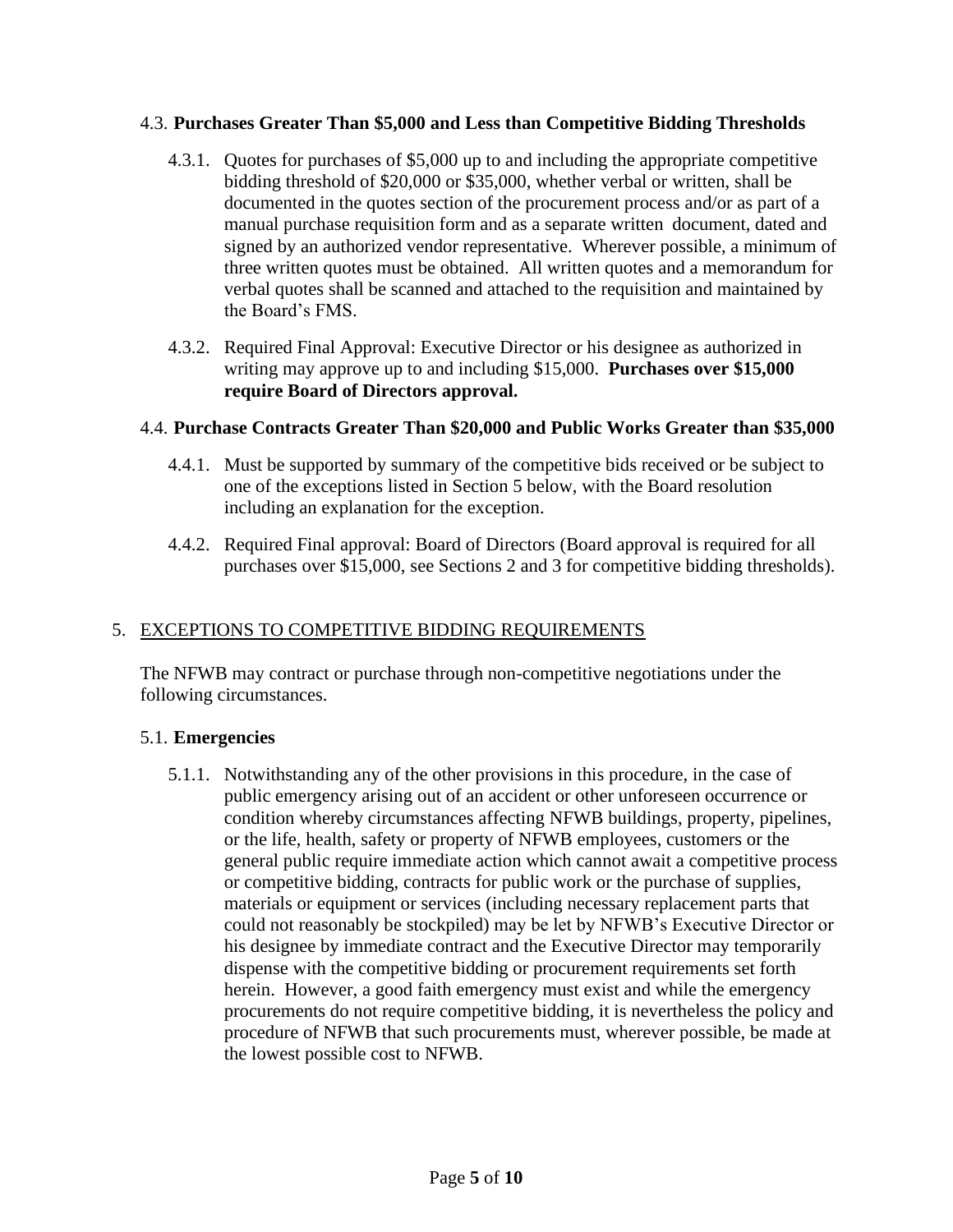### 4.3. **Purchases Greater Than $5,000 and Less than Competitive Bidding Thresholds**

4.3.1. Quotes for purchases of $5,000 up to and including the appropriate competitive bidding threshold of $20,000 or $35,000, whether verbal or written, shall be documented in the quotes section of the procurement process and/or as part of a manual purchase requisition form and as a separate written document, dated and signed by an authorized vendor representative. Wherever possible, a minimum of three written quotes must be obtained. All written quotes and a memorandum for verbal quotes shall be scanned and attached to the requisition and maintained by the Board's FMS.

4.3.2. Required Final Approval: Executive Director or his designee as authorized in writing may approve up to and including $15,000. **Purchases over $15,000 require Board of Directors approval.**

### 4.4. **Purchase Contracts Greater Than $20,000 and Public Works Greater than $35,000**

4.4.1. Must be supported by summary of the competitive bids received or be subject to one of the exceptions listed in Section 5 below, with the Board resolution including an explanation for the exception.

4.4.2. Required Final approval: Board of Directors (Board approval is required for all purchases over $15,000, see Sections 2 and 3 for competitive bidding thresholds).

## 5. <u>EXCEPTIONS TO COMPETITIVE BIDDING REQUIREMENTS</u>

The NFWB may contract or purchase through non-competitive negotiations under the following circumstances.

### 5.1. **Emergencies**

5.1.1. Notwithstanding any of the other provisions in this procedure, in the case of public emergency arising out of an accident or other unforeseen occurrence or condition whereby circumstances affecting NFWB buildings, property, pipelines, or the life, health, safety or property of NFWB employees, customers or the general public require immediate action which cannot await a competitive process or competitive bidding, contracts for public work or the purchase of supplies, materials or equipment or services (including necessary replacement parts that could not reasonably be stockpiled) may be let by NFWB's Executive Director or his designee by immediate contract and the Executive Director may temporarily dispense with the competitive bidding or procurement requirements set forth herein. However, a good faith emergency must exist and while the emergency procurements do not require competitive bidding, it is nevertheless the policy and procedure of NFWB that such procurements must, wherever possible, be made at the lowest possible cost to NFWB.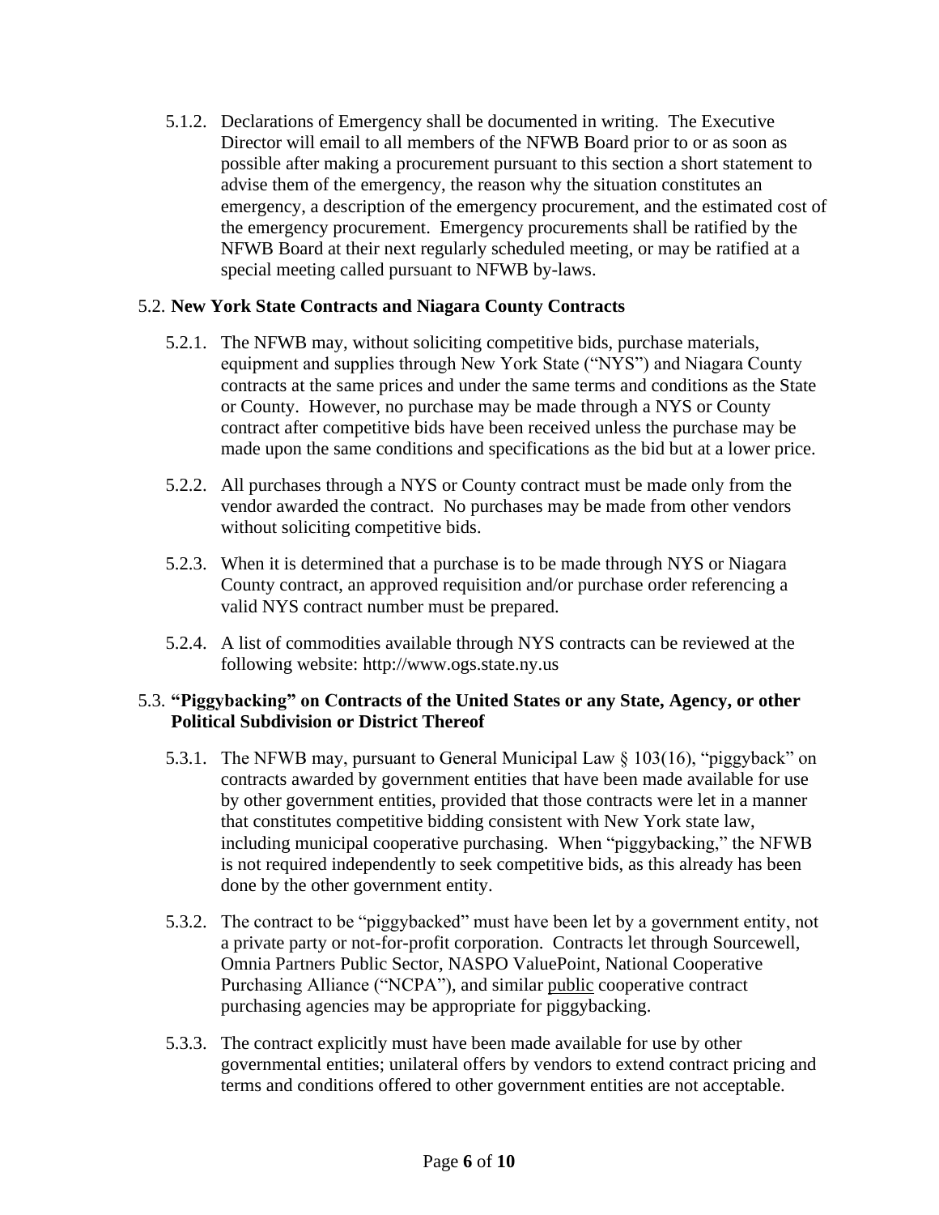5.1.2. Declarations of Emergency shall be documented in writing. The Executive Director will email to all members of the NFWB Board prior to or as soon as possible after making a procurement pursuant to this section a short statement to advise them of the emergency, the reason why the situation constitutes an emergency, a description of the emergency procurement, and the estimated cost of the emergency procurement. Emergency procurements shall be ratified by the NFWB Board at their next regularly scheduled meeting, or may be ratified at a special meeting called pursuant to NFWB by-laws.

### 5.2. **New York State Contracts and Niagara County Contracts**

5.2.1. The NFWB may, without soliciting competitive bids, purchase materials, equipment and supplies through New York State ("NYS") and Niagara County contracts at the same prices and under the same terms and conditions as the State or County. However, no purchase may be made through a NYS or County contract after competitive bids have been received unless the purchase may be made upon the same conditions and specifications as the bid but at a lower price.

5.2.2. All purchases through a NYS or County contract must be made only from the vendor awarded the contract. No purchases may be made from other vendors without soliciting competitive bids.

5.2.3. When it is determined that a purchase is to be made through NYS or Niagara County contract, an approved requisition and/or purchase order referencing a valid NYS contract number must be prepared.

5.2.4. A list of commodities available through NYS contracts can be reviewed at the following website: http://www.ogs.state.ny.us

### 5.3. **"Piggybacking" on Contracts of the United States or any State, Agency, or other Political Subdivision or District Thereof**

5.3.1. The NFWB may, pursuant to General Municipal Law § 103(16), "piggyback" on contracts awarded by government entities that have been made available for use by other government entities, provided that those contracts were let in a manner that constitutes competitive bidding consistent with New York state law, including municipal cooperative purchasing. When "piggybacking," the NFWB is not required independently to seek competitive bids, as this already has been done by the other government entity.

5.3.2. The contract to be "piggybacked" must have been let by a government entity, not a private party or not-for-profit corporation. Contracts let through Sourcewell, Omnia Partners Public Sector, NASPO ValuePoint, National Cooperative Purchasing Alliance ("NCPA"), and similar <u>public</u> cooperative contract purchasing agencies may be appropriate for piggybacking.

5.3.3. The contract explicitly must have been made available for use by other governmental entities; unilateral offers by vendors to extend contract pricing and terms and conditions offered to other government entities are not acceptable.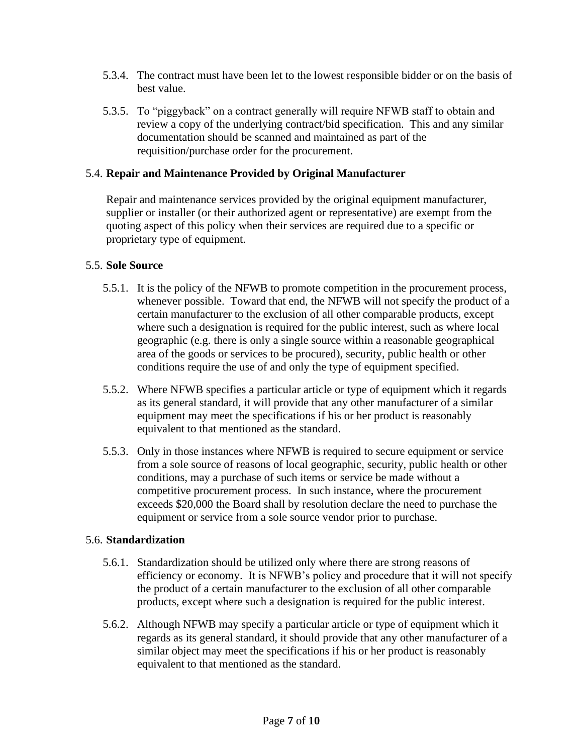5.3.4. The contract must have been let to the lowest responsible bidder or on the basis of best value.

5.3.5. To "piggyback" on a contract generally will require NFWB staff to obtain and review a copy of the underlying contract/bid specification. This and any similar documentation should be scanned and maintained as part of the requisition/purchase order for the procurement.

5.4. **Repair and Maintenance Provided by Original Manufacturer**

Repair and maintenance services provided by the original equipment manufacturer, supplier or installer (or their authorized agent or representative) are exempt from the quoting aspect of this policy when their services are required due to a specific or proprietary type of equipment.

5.5. **Sole Source**

5.5.1. It is the policy of the NFWB to promote competition in the procurement process, whenever possible. Toward that end, the NFWB will not specify the product of a certain manufacturer to the exclusion of all other comparable products, except where such a designation is required for the public interest, such as where local geographic (e.g. there is only a single source within a reasonable geographical area of the goods or services to be procured), security, public health or other conditions require the use of and only the type of equipment specified.

5.5.2. Where NFWB specifies a particular article or type of equipment which it regards as its general standard, it will provide that any other manufacturer of a similar equipment may meet the specifications if his or her product is reasonably equivalent to that mentioned as the standard.

5.5.3. Only in those instances where NFWB is required to secure equipment or service from a sole source of reasons of local geographic, security, public health or other conditions, may a purchase of such items or service be made without a competitive procurement process. In such instance, where the procurement exceeds $20,000 the Board shall by resolution declare the need to purchase the equipment or service from a sole source vendor prior to purchase.

5.6. **Standardization**

5.6.1. Standardization should be utilized only where there are strong reasons of efficiency or economy. It is NFWB's policy and procedure that it will not specify the product of a certain manufacturer to the exclusion of all other comparable products, except where such a designation is required for the public interest.

5.6.2. Although NFWB may specify a particular article or type of equipment which it regards as its general standard, it should provide that any other manufacturer of a similar object may meet the specifications if his or her product is reasonably equivalent to that mentioned as the standard.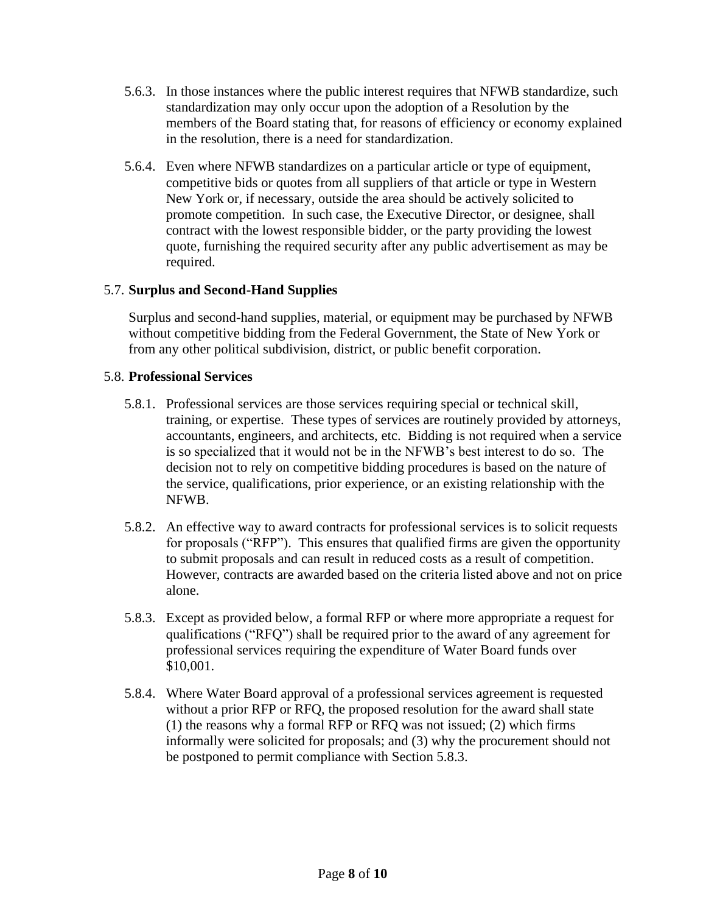5.6.3. In those instances where the public interest requires that NFWB standardize, such standardization may only occur upon the adoption of a Resolution by the members of the Board stating that, for reasons of efficiency or economy explained in the resolution, there is a need for standardization.

5.6.4. Even where NFWB standardizes on a particular article or type of equipment, competitive bids or quotes from all suppliers of that article or type in Western New York or, if necessary, outside the area should be actively solicited to promote competition. In such case, the Executive Director, or designee, shall contract with the lowest responsible bidder, or the party providing the lowest quote, furnishing the required security after any public advertisement as may be required.

5.7. **Surplus and Second-Hand Supplies**

Surplus and second-hand supplies, material, or equipment may be purchased by NFWB without competitive bidding from the Federal Government, the State of New York or from any other political subdivision, district, or public benefit corporation.

5.8. **Professional Services**

5.8.1. Professional services are those services requiring special or technical skill, training, or expertise. These types of services are routinely provided by attorneys, accountants, engineers, and architects, etc. Bidding is not required when a service is so specialized that it would not be in the NFWB's best interest to do so. The decision not to rely on competitive bidding procedures is based on the nature of the service, qualifications, prior experience, or an existing relationship with the NFWB.

5.8.2. An effective way to award contracts for professional services is to solicit requests for proposals ("RFP"). This ensures that qualified firms are given the opportunity to submit proposals and can result in reduced costs as a result of competition. However, contracts are awarded based on the criteria listed above and not on price alone.

5.8.3. Except as provided below, a formal RFP or where more appropriate a request for qualifications ("RFQ") shall be required prior to the award of any agreement for professional services requiring the expenditure of Water Board funds over $10,001.

5.8.4. Where Water Board approval of a professional services agreement is requested without a prior RFP or RFQ, the proposed resolution for the award shall state (1) the reasons why a formal RFP or RFQ was not issued; (2) which firms informally were solicited for proposals; and (3) why the procurement should not be postponed to permit compliance with Section 5.8.3.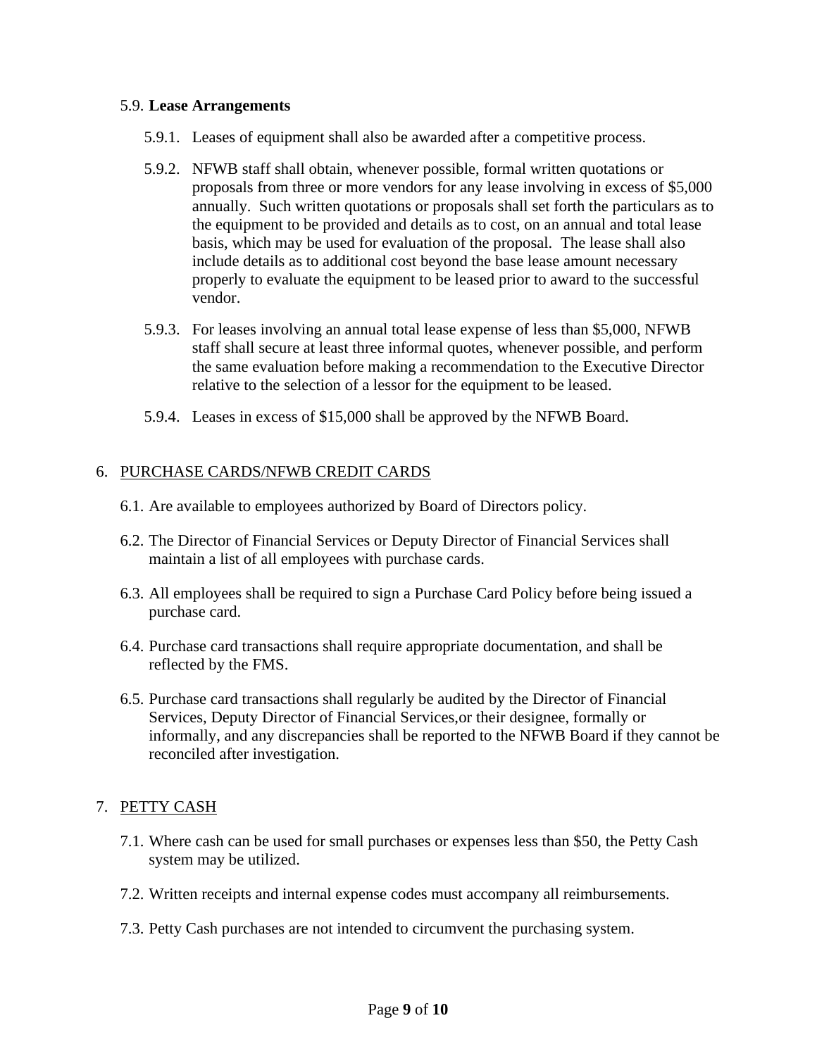5.9. **Lease Arrangements**

5.9.1. Leases of equipment shall also be awarded after a competitive process.

5.9.2. NFWB staff shall obtain, whenever possible, formal written quotations or proposals from three or more vendors for any lease involving in excess of $5,000 annually. Such written quotations or proposals shall set forth the particulars as to the equipment to be provided and details as to cost, on an annual and total lease basis, which may be used for evaluation of the proposal. The lease shall also include details as to additional cost beyond the base lease amount necessary properly to evaluate the equipment to be leased prior to award to the successful vendor.

5.9.3. For leases involving an annual total lease expense of less than $5,000, NFWB staff shall secure at least three informal quotes, whenever possible, and perform the same evaluation before making a recommendation to the Executive Director relative to the selection of a lessor for the equipment to be leased.

5.9.4. Leases in excess of $15,000 shall be approved by the NFWB Board.

6. PURCHASE CARDS/NFWB CREDIT CARDS

6.1. Are available to employees authorized by Board of Directors policy.

6.2. The Director of Financial Services or Deputy Director of Financial Services shall maintain a list of all employees with purchase cards.

6.3. All employees shall be required to sign a Purchase Card Policy before being issued a purchase card.

6.4. Purchase card transactions shall require appropriate documentation, and shall be reflected by the FMS.

6.5. Purchase card transactions shall regularly be audited by the Director of Financial Services, Deputy Director of Financial Services,or their designee, formally or informally, and any discrepancies shall be reported to the NFWB Board if they cannot be reconciled after investigation.

7. PETTY CASH

7.1. Where cash can be used for small purchases or expenses less than $50, the Petty Cash system may be utilized.

7.2. Written receipts and internal expense codes must accompany all reimbursements.

7.3. Petty Cash purchases are not intended to circumvent the purchasing system.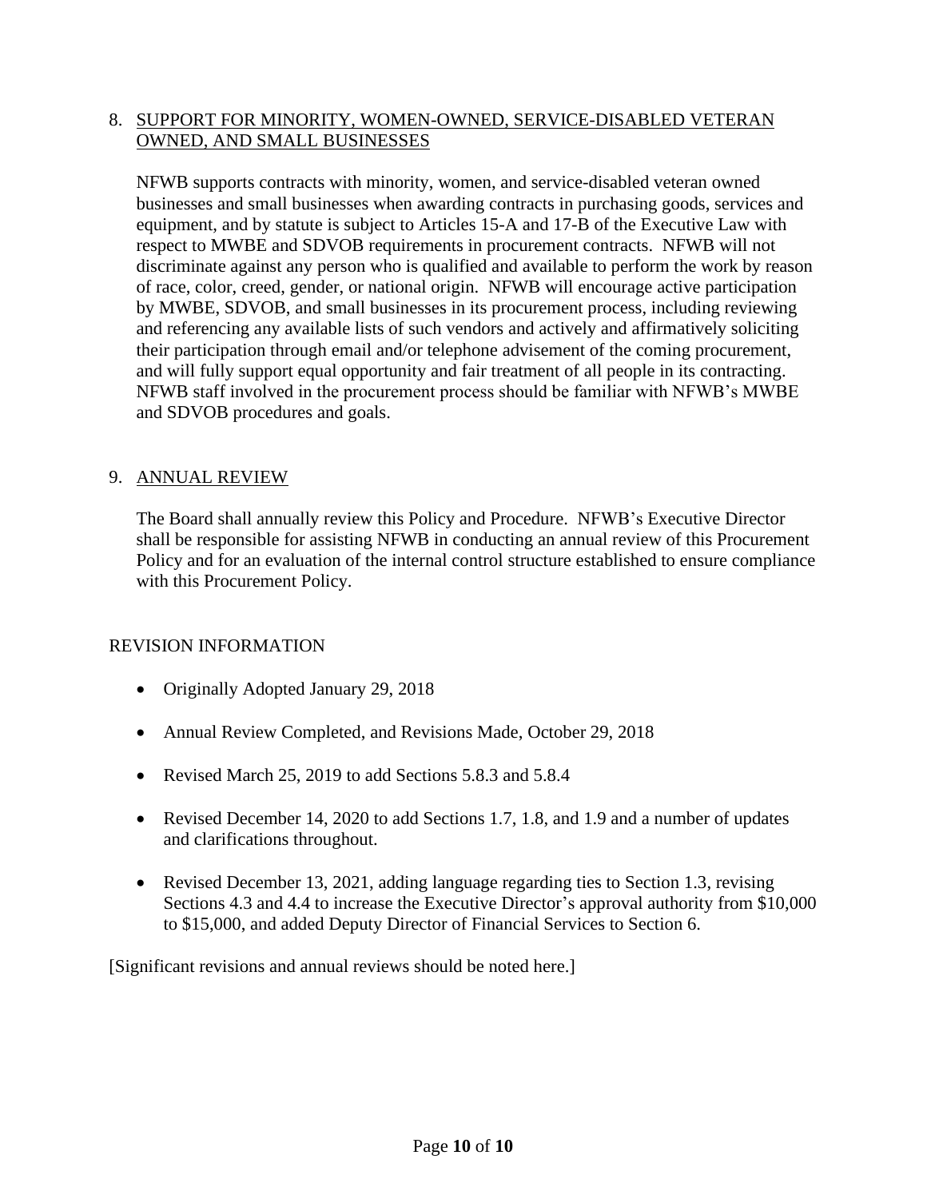## 8. SUPPORT FOR MINORITY, WOMEN-OWNED, SERVICE-DISABLED VETERAN OWNED, AND SMALL BUSINESSES

NFWB supports contracts with minority, women, and service-disabled veteran owned businesses and small businesses when awarding contracts in purchasing goods, services and equipment, and by statute is subject to Articles 15-A and 17-B of the Executive Law with respect to MWBE and SDVOB requirements in procurement contracts. NFWB will not discriminate against any person who is qualified and available to perform the work by reason of race, color, creed, gender, or national origin. NFWB will encourage active participation by MWBE, SDVOB, and small businesses in its procurement process, including reviewing and referencing any available lists of such vendors and actively and affirmatively soliciting their participation through email and/or telephone advisement of the coming procurement, and will fully support equal opportunity and fair treatment of all people in its contracting. NFWB staff involved in the procurement process should be familiar with NFWB's MWBE and SDVOB procedures and goals.

## 9. ANNUAL REVIEW

The Board shall annually review this Policy and Procedure. NFWB's Executive Director shall be responsible for assisting NFWB in conducting an annual review of this Procurement Policy and for an evaluation of the internal control structure established to ensure compliance with this Procurement Policy.

## REVISION INFORMATION

- Originally Adopted January 29, 2018
- Annual Review Completed, and Revisions Made, October 29, 2018
- Revised March 25, 2019 to add Sections 5.8.3 and 5.8.4
- Revised December 14, 2020 to add Sections 1.7, 1.8, and 1.9 and a number of updates and clarifications throughout.
- Revised December 13, 2021, adding language regarding ties to Section 1.3, revising Sections 4.3 and 4.4 to increase the Executive Director's approval authority from $10,000 to $15,000, and added Deputy Director of Financial Services to Section 6.

[Significant revisions and annual reviews should be noted here.]